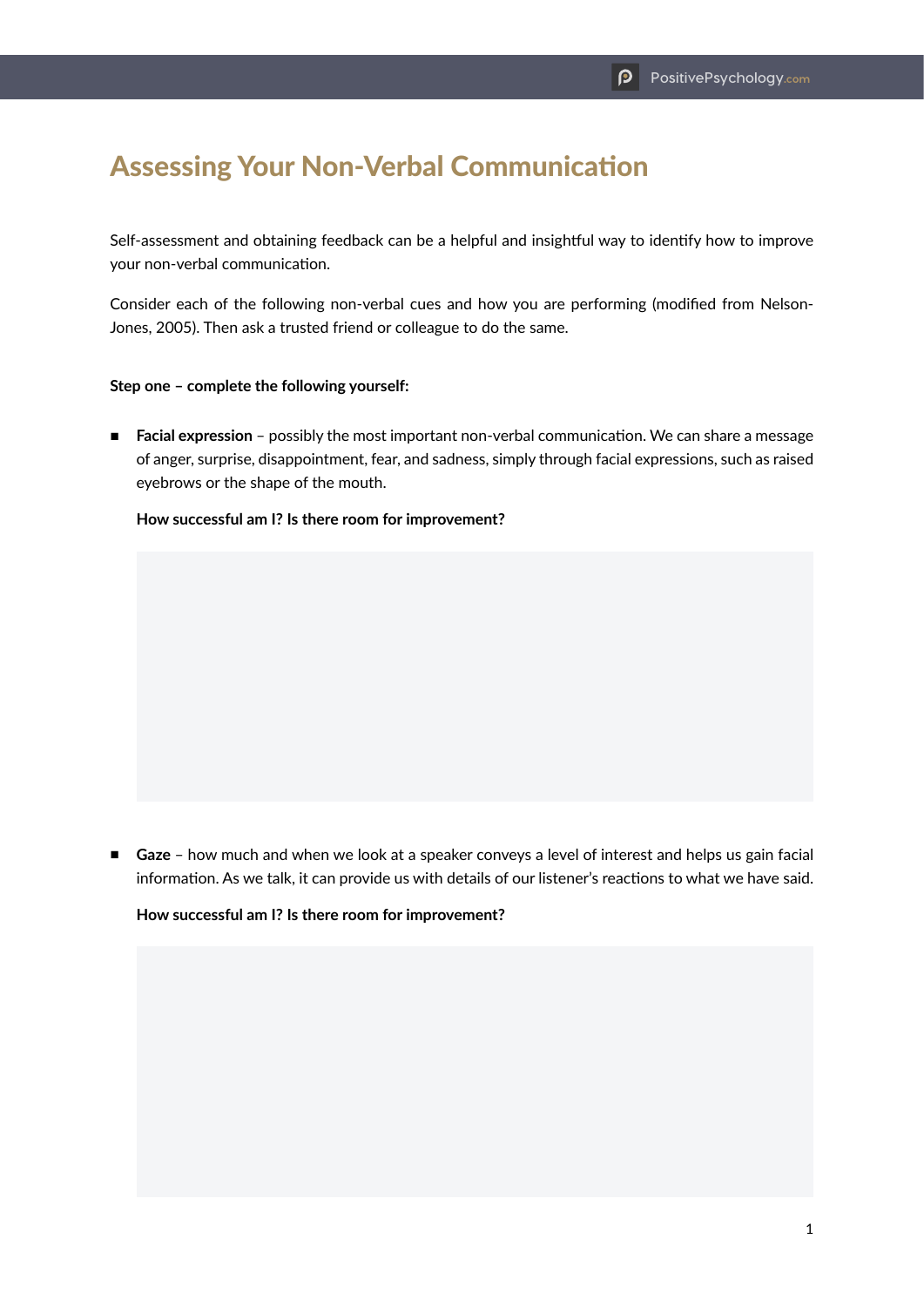# Assessing Your Non-Verbal Communication

Self-assessment and obtaining feedback can be a helpful and insightful way to identify how to improve your non-verbal communication.

Consider each of the following non-verbal cues and how you are performing (modified from Nelson-Jones, 2005). Then ask a trusted friend or colleague to do the same.

**Step one – complete the following yourself:**

- **Facial expression** – possibly the most important non-verbal communication. We can share a message of anger, surprise, disappointment, fear, and sadness, simply through facial expressions, such as raised eyebrows or the shape of the mouth.

  **How successful am I? Is there room for improvement?**

- **Gaze** – how much and when we look at a speaker conveys a level of interest and helps us gain facial information. As we talk, it can provide us with details of our listener's reactions to what we have said.

  **How successful am I? Is there room for improvement?**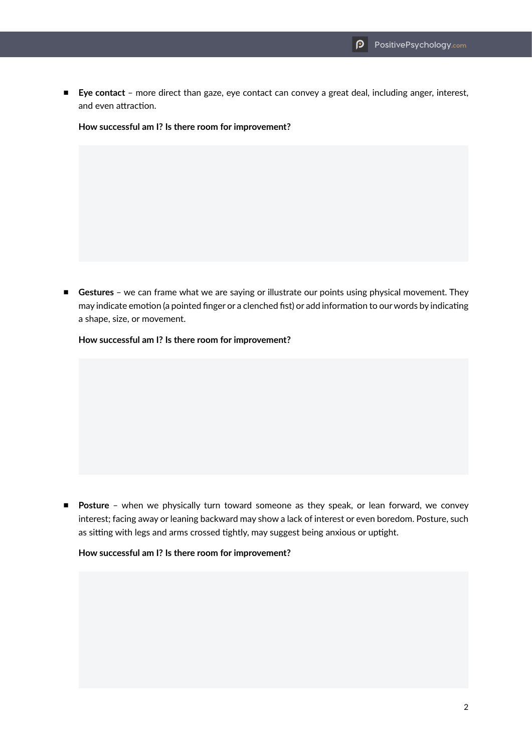- **Eye contact** – more direct than gaze, eye contact can convey a great deal, including anger, interest, and even attraction.

  **How successful am I? Is there room for improvement?**

- **Gestures** – we can frame what we are saying or illustrate our points using physical movement. They may indicate emotion (a pointed finger or a clenched fist) or add information to our words by indicating a shape, size, or movement.

  **How successful am I? Is there room for improvement?**

- **Posture** – when we physically turn toward someone as they speak, or lean forward, we convey interest; facing away or leaning backward may show a lack of interest or even boredom. Posture, such as sitting with legs and arms crossed tightly, may suggest being anxious or uptight.

  **How successful am I? Is there room for improvement?**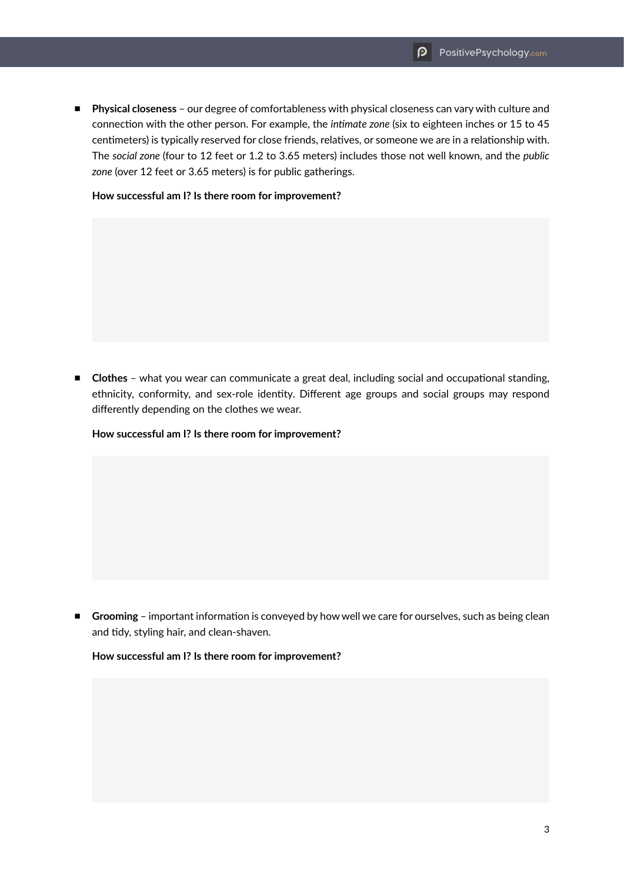- **Physical closeness** – our degree of comfortableness with physical closeness can vary with culture and connection with the other person. For example, the *intimate zone* (six to eighteen inches or 15 to 45 centimeters) is typically reserved for close friends, relatives, or someone we are in a relationship with. The *social zone* (four to 12 feet or 1.2 to 3.65 meters) includes those not well known, and the *public zone* (over 12 feet or 3.65 meters) is for public gatherings.

  **How successful am I? Is there room for improvement?**

- **Clothes** – what you wear can communicate a great deal, including social and occupational standing, ethnicity, conformity, and sex-role identity. Different age groups and social groups may respond differently depending on the clothes we wear.

  **How successful am I? Is there room for improvement?**

- **Grooming** – important information is conveyed by how well we care for ourselves, such as being clean and tidy, styling hair, and clean-shaven.

  **How successful am I? Is there room for improvement?**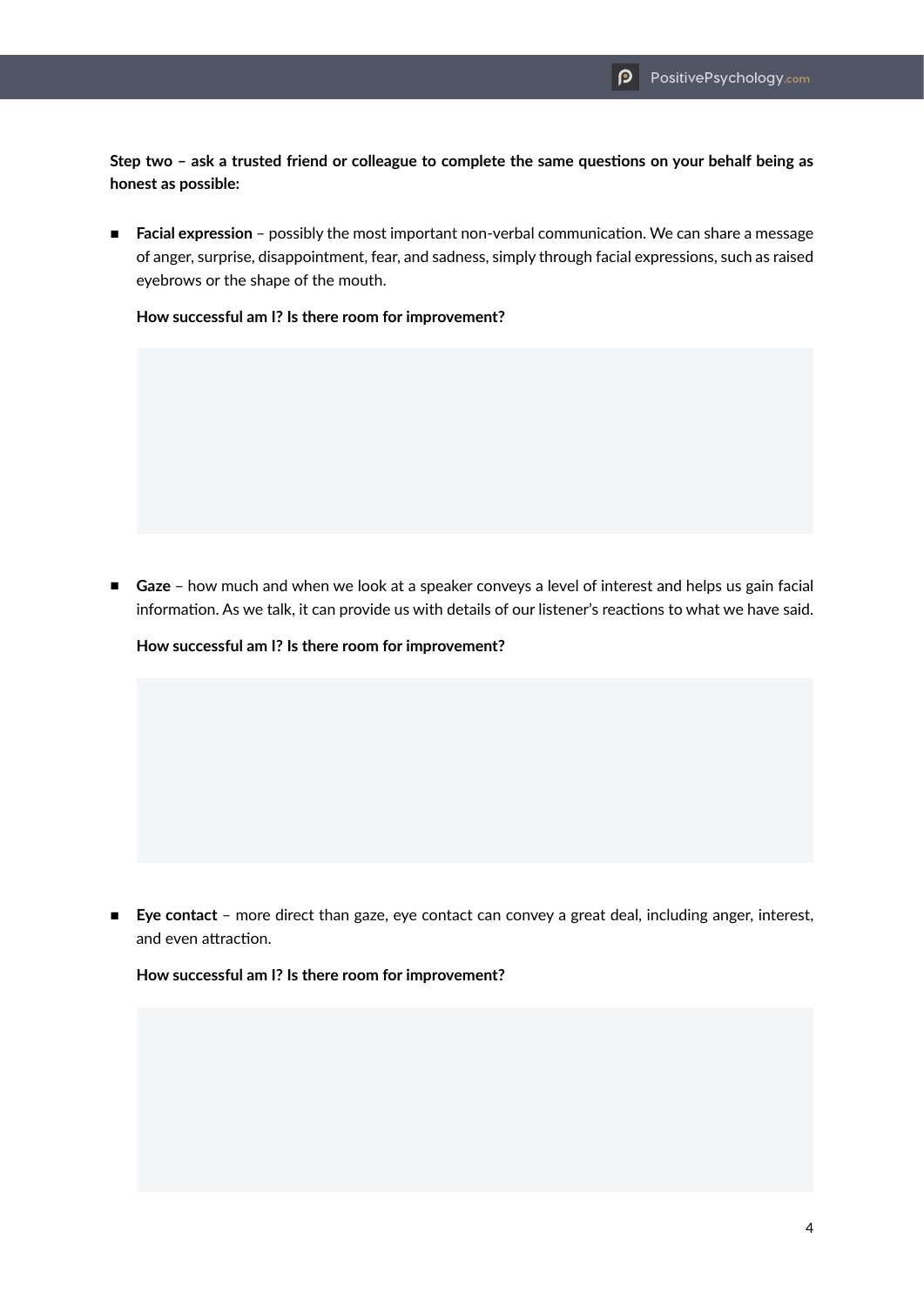**Step two – ask a trusted friend or colleague to complete the same questions on your behalf being as honest as possible:**

- **Facial expression** – possibly the most important non-verbal communication. We can share a message of anger, surprise, disappointment, fear, and sadness, simply through facial expressions, such as raised eyebrows or the shape of the mouth.

  **How successful am I? Is there room for improvement?**

- **Gaze** – how much and when we look at a speaker conveys a level of interest and helps us gain facial information. As we talk, it can provide us with details of our listener's reactions to what we have said.

  **How successful am I? Is there room for improvement?**

- **Eye contact** – more direct than gaze, eye contact can convey a great deal, including anger, interest, and even attraction.

  **How successful am I? Is there room for improvement?**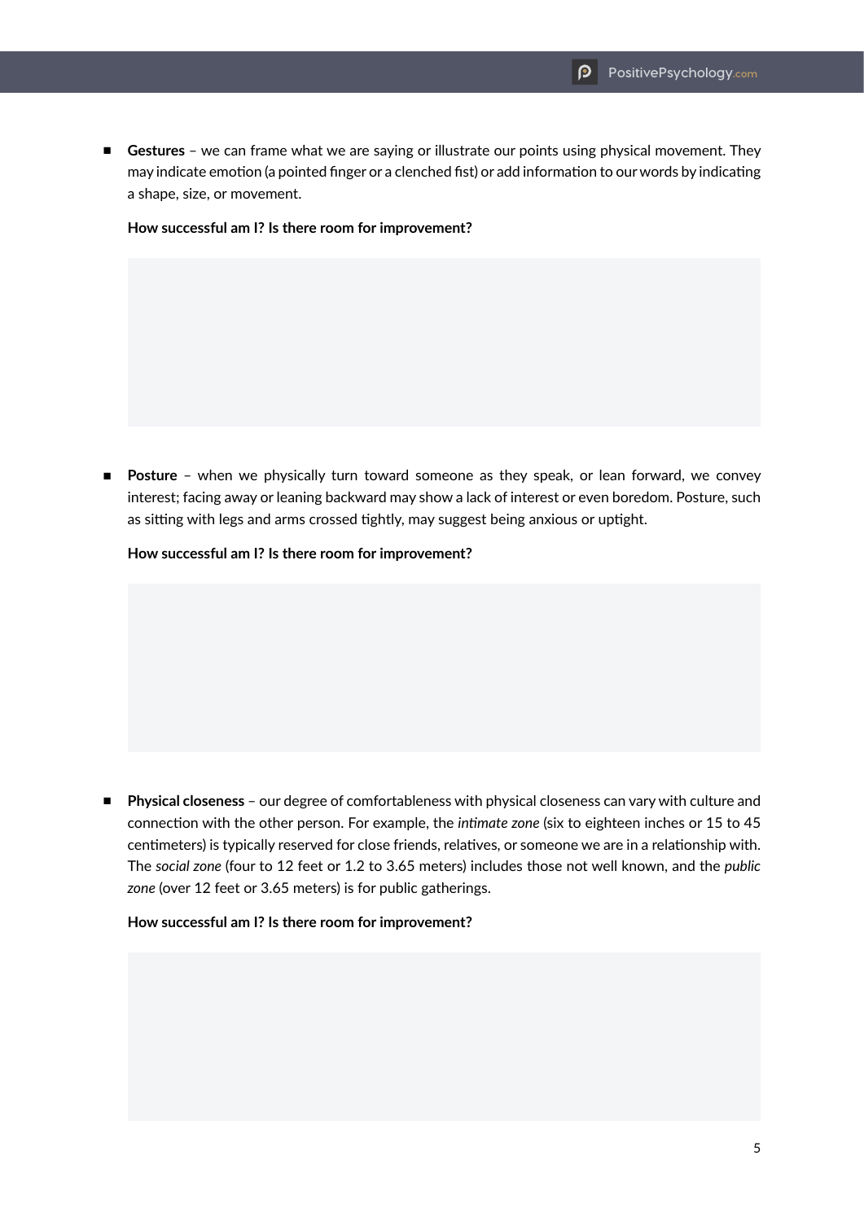- **Gestures** – we can frame what we are saying or illustrate our points using physical movement. They may indicate emotion (a pointed finger or a clenched fist) or add information to our words by indicating a shape, size, or movement.

  **How successful am I? Is there room for improvement?**

- **Posture** – when we physically turn toward someone as they speak, or lean forward, we convey interest; facing away or leaning backward may show a lack of interest or even boredom. Posture, such as sitting with legs and arms crossed tightly, may suggest being anxious or uptight.

  **How successful am I? Is there room for improvement?**

- **Physical closeness** – our degree of comfortableness with physical closeness can vary with culture and connection with the other person. For example, the *intimate zone* (six to eighteen inches or 15 to 45 centimeters) is typically reserved for close friends, relatives, or someone we are in a relationship with. The *social zone* (four to 12 feet or 1.2 to 3.65 meters) includes those not well known, and the *public zone* (over 12 feet or 3.65 meters) is for public gatherings.

  **How successful am I? Is there room for improvement?**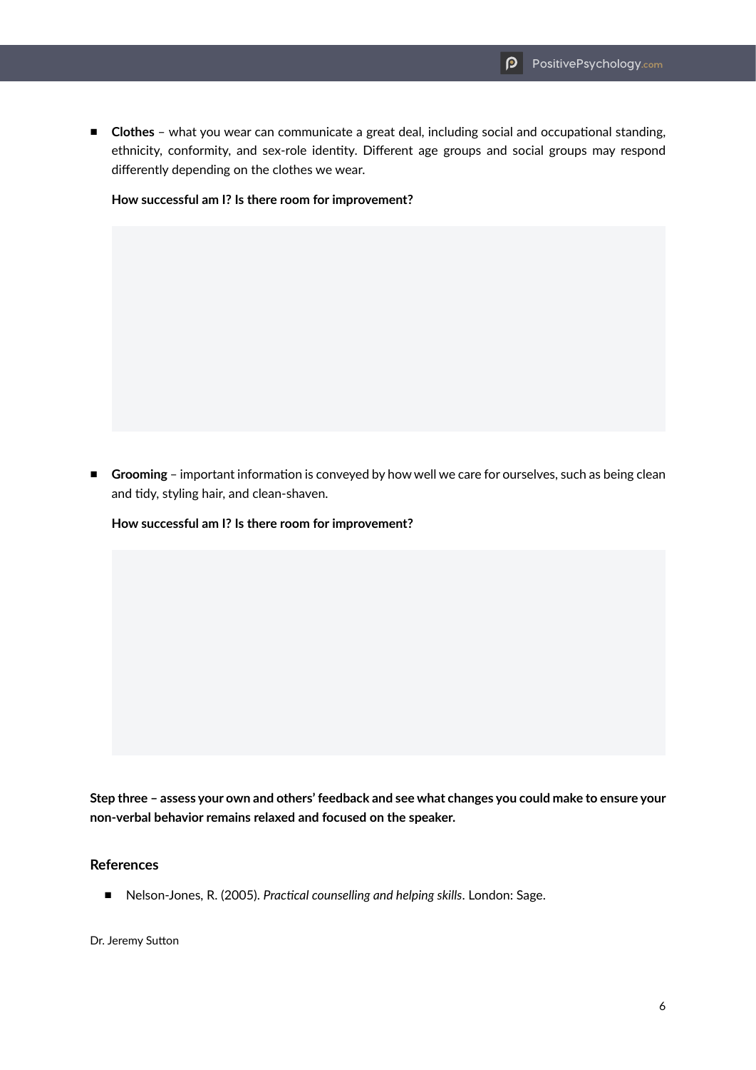- **Clothes** – what you wear can communicate a great deal, including social and occupational standing, ethnicity, conformity, and sex-role identity. Different age groups and social groups may respond differently depending on the clothes we wear.

  **How successful am I? Is there room for improvement?**

- **Grooming** – important information is conveyed by how well we care for ourselves, such as being clean and tidy, styling hair, and clean-shaven.

  **How successful am I? Is there room for improvement?**

**Step three – assess your own and others' feedback and see what changes you could make to ensure your non-verbal behavior remains relaxed and focused on the speaker.**

## References

- Nelson-Jones, R. (2005). *Practical counselling and helping skills*. London: Sage.

Dr. Jeremy Sutton